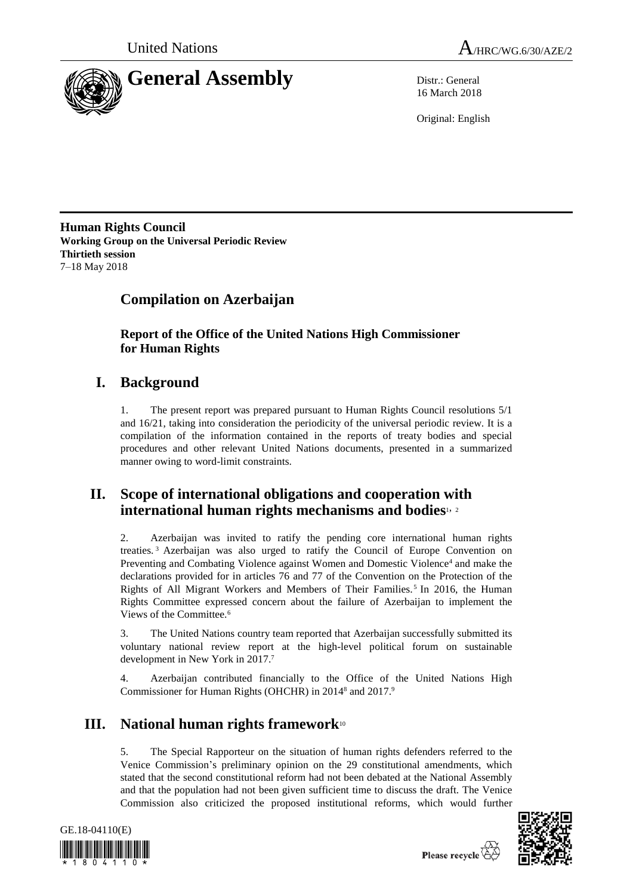United Nations

A/HRC/WG.6/30/AZE/2

# General Assembly

Distr.: General
16 March 2018

Original: English

**Human Rights Council**
**Working Group on the Universal Periodic Review**
**Thirtieth session**
7–18 May 2018

## Compilation on Azerbaijan

### Report of the Office of the United Nations High Commissioner for Human Rights

## I. Background

1. The present report was prepared pursuant to Human Rights Council resolutions 5/1 and 16/21, taking into consideration the periodicity of the universal periodic review. It is a compilation of the information contained in the reports of treaty bodies and special procedures and other relevant United Nations documents, presented in a summarized manner owing to word-limit constraints.

## II. Scope of international obligations and cooperation with international human rights mechanisms and bodies[1, 2]

2. Azerbaijan was invited to ratify the pending core international human rights treaties.[3] Azerbaijan was also urged to ratify the Council of Europe Convention on Preventing and Combating Violence against Women and Domestic Violence[4] and make the declarations provided for in articles 76 and 77 of the Convention on the Protection of the Rights of All Migrant Workers and Members of Their Families.[5] In 2016, the Human Rights Committee expressed concern about the failure of Azerbaijan to implement the Views of the Committee.[6]

3. The United Nations country team reported that Azerbaijan successfully submitted its voluntary national review report at the high-level political forum on sustainable development in New York in 2017.[7]

4. Azerbaijan contributed financially to the Office of the United Nations High Commissioner for Human Rights (OHCHR) in 2014[8] and 2017.[9]

## III. National human rights framework[10]

5. The Special Rapporteur on the situation of human rights defenders referred to the Venice Commission's preliminary opinion on the 29 constitutional amendments, which stated that the second constitutional reform had not been debated at the National Assembly and that the population had not been given sufficient time to discuss the draft. The Venice Commission also criticized the proposed institutional reforms, which would further

GE.18-04110(E)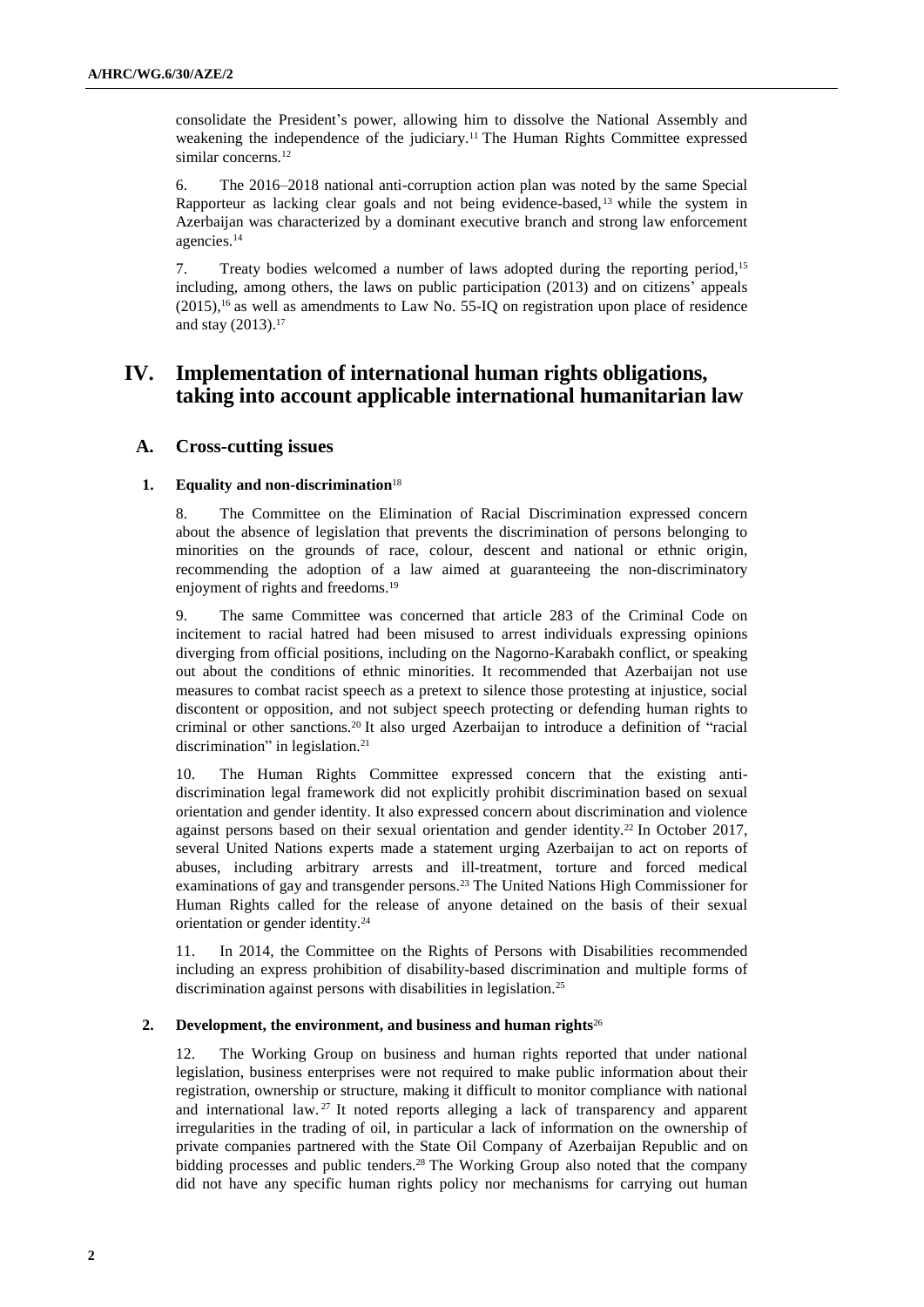consolidate the President's power, allowing him to dissolve the National Assembly and weakening the independence of the judiciary.[11] The Human Rights Committee expressed similar concerns.[12]

6. The 2016–2018 national anti-corruption action plan was noted by the same Special Rapporteur as lacking clear goals and not being evidence-based,[13] while the system in Azerbaijan was characterized by a dominant executive branch and strong law enforcement agencies.[14]

7. Treaty bodies welcomed a number of laws adopted during the reporting period,[15] including, among others, the laws on public participation (2013) and on citizens' appeals (2015),[16] as well as amendments to Law No. 55-IQ on registration upon place of residence and stay (2013).[17]

# IV. Implementation of international human rights obligations, taking into account applicable international humanitarian law

## A. Cross-cutting issues

### 1. Equality and non-discrimination[18]

8. The Committee on the Elimination of Racial Discrimination expressed concern about the absence of legislation that prevents the discrimination of persons belonging to minorities on the grounds of race, colour, descent and national or ethnic origin, recommending the adoption of a law aimed at guaranteeing the non-discriminatory enjoyment of rights and freedoms.[19]

9. The same Committee was concerned that article 283 of the Criminal Code on incitement to racial hatred had been misused to arrest individuals expressing opinions diverging from official positions, including on the Nagorno-Karabakh conflict, or speaking out about the conditions of ethnic minorities. It recommended that Azerbaijan not use measures to combat racist speech as a pretext to silence those protesting at injustice, social discontent or opposition, and not subject speech protecting or defending human rights to criminal or other sanctions.[20] It also urged Azerbaijan to introduce a definition of "racial discrimination" in legislation.[21]

10. The Human Rights Committee expressed concern that the existing anti-discrimination legal framework did not explicitly prohibit discrimination based on sexual orientation and gender identity. It also expressed concern about discrimination and violence against persons based on their sexual orientation and gender identity.[22] In October 2017, several United Nations experts made a statement urging Azerbaijan to act on reports of abuses, including arbitrary arrests and ill-treatment, torture and forced medical examinations of gay and transgender persons.[23] The United Nations High Commissioner for Human Rights called for the release of anyone detained on the basis of their sexual orientation or gender identity.[24]

11. In 2014, the Committee on the Rights of Persons with Disabilities recommended including an express prohibition of disability-based discrimination and multiple forms of discrimination against persons with disabilities in legislation.[25]

### 2. Development, the environment, and business and human rights[26]

12. The Working Group on business and human rights reported that under national legislation, business enterprises were not required to make public information about their registration, ownership or structure, making it difficult to monitor compliance with national and international law.[27] It noted reports alleging a lack of transparency and apparent irregularities in the trading of oil, in particular a lack of information on the ownership of private companies partnered with the State Oil Company of Azerbaijan Republic and on bidding processes and public tenders.[28] The Working Group also noted that the company did not have any specific human rights policy nor mechanisms for carrying out human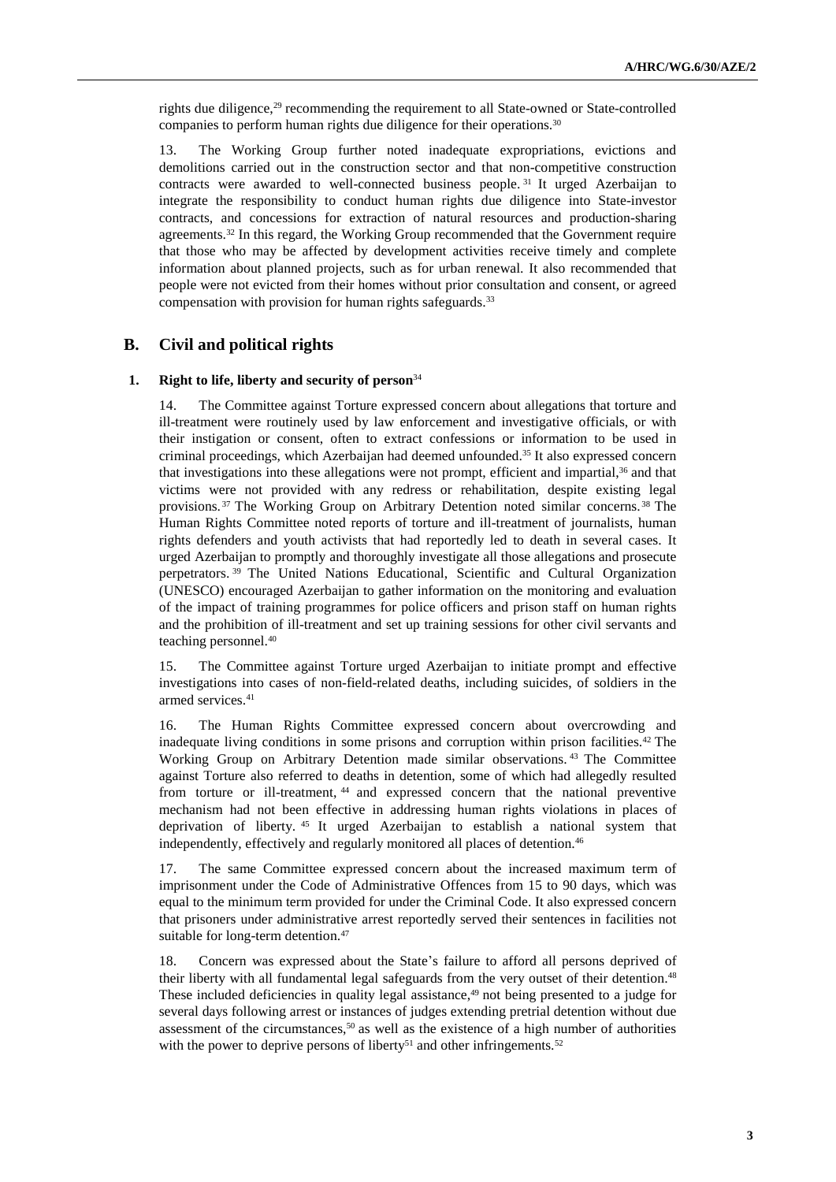rights due diligence,[29] recommending the requirement to all State-owned or State-controlled companies to perform human rights due diligence for their operations.[30]

13. The Working Group further noted inadequate expropriations, evictions and demolitions carried out in the construction sector and that non-competitive construction contracts were awarded to well-connected business people.[31] It urged Azerbaijan to integrate the responsibility to conduct human rights due diligence into State-investor contracts, and concessions for extraction of natural resources and production-sharing agreements.[32] In this regard, the Working Group recommended that the Government require that those who may be affected by development activities receive timely and complete information about planned projects, such as for urban renewal. It also recommended that people were not evicted from their homes without prior consultation and consent, or agreed compensation with provision for human rights safeguards.[33]

## B. Civil and political rights

### 1. Right to life, liberty and security of person[34]

14. The Committee against Torture expressed concern about allegations that torture and ill-treatment were routinely used by law enforcement and investigative officials, or with their instigation or consent, often to extract confessions or information to be used in criminal proceedings, which Azerbaijan had deemed unfounded.[35] It also expressed concern that investigations into these allegations were not prompt, efficient and impartial,[36] and that victims were not provided with any redress or rehabilitation, despite existing legal provisions.[37] The Working Group on Arbitrary Detention noted similar concerns.[38] The Human Rights Committee noted reports of torture and ill-treatment of journalists, human rights defenders and youth activists that had reportedly led to death in several cases. It urged Azerbaijan to promptly and thoroughly investigate all those allegations and prosecute perpetrators.[39] The United Nations Educational, Scientific and Cultural Organization (UNESCO) encouraged Azerbaijan to gather information on the monitoring and evaluation of the impact of training programmes for police officers and prison staff on human rights and the prohibition of ill-treatment and set up training sessions for other civil servants and teaching personnel.[40]

15. The Committee against Torture urged Azerbaijan to initiate prompt and effective investigations into cases of non-field-related deaths, including suicides, of soldiers in the armed services.[41]

16. The Human Rights Committee expressed concern about overcrowding and inadequate living conditions in some prisons and corruption within prison facilities.[42] The Working Group on Arbitrary Detention made similar observations.[43] The Committee against Torture also referred to deaths in detention, some of which had allegedly resulted from torture or ill-treatment,[44] and expressed concern that the national preventive mechanism had not been effective in addressing human rights violations in places of deprivation of liberty.[45] It urged Azerbaijan to establish a national system that independently, effectively and regularly monitored all places of detention.[46]

17. The same Committee expressed concern about the increased maximum term of imprisonment under the Code of Administrative Offences from 15 to 90 days, which was equal to the minimum term provided for under the Criminal Code. It also expressed concern that prisoners under administrative arrest reportedly served their sentences in facilities not suitable for long-term detention.[47]

18. Concern was expressed about the State's failure to afford all persons deprived of their liberty with all fundamental legal safeguards from the very outset of their detention.[48] These included deficiencies in quality legal assistance,[49] not being presented to a judge for several days following arrest or instances of judges extending pretrial detention without due assessment of the circumstances,[50] as well as the existence of a high number of authorities with the power to deprive persons of liberty[51] and other infringements.[52]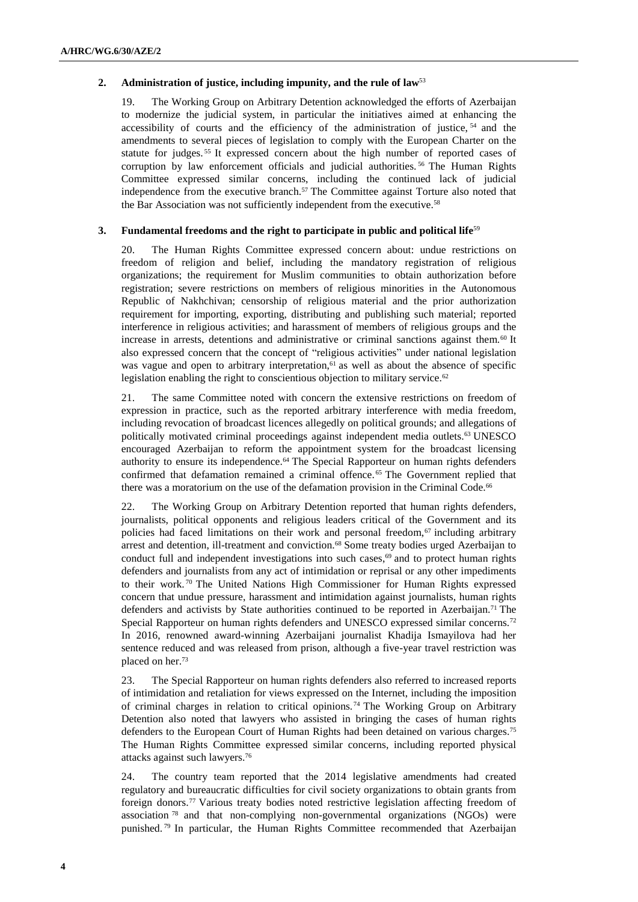### 2. Administration of justice, including impunity, and the rule of law[53]

19. The Working Group on Arbitrary Detention acknowledged the efforts of Azerbaijan to modernize the judicial system, in particular the initiatives aimed at enhancing the accessibility of courts and the efficiency of the administration of justice,[54] and the amendments to several pieces of legislation to comply with the European Charter on the statute for judges.[55] It expressed concern about the high number of reported cases of corruption by law enforcement officials and judicial authorities.[56] The Human Rights Committee expressed similar concerns, including the continued lack of judicial independence from the executive branch.[57] The Committee against Torture also noted that the Bar Association was not sufficiently independent from the executive.[58]

### 3. Fundamental freedoms and the right to participate in public and political life[59]

20. The Human Rights Committee expressed concern about: undue restrictions on freedom of religion and belief, including the mandatory registration of religious organizations; the requirement for Muslim communities to obtain authorization before registration; severe restrictions on members of religious minorities in the Autonomous Republic of Nakhchivan; censorship of religious material and the prior authorization requirement for importing, exporting, distributing and publishing such material; reported interference in religious activities; and harassment of members of religious groups and the increase in arrests, detentions and administrative or criminal sanctions against them.[60] It also expressed concern that the concept of "religious activities" under national legislation was vague and open to arbitrary interpretation,[61] as well as about the absence of specific legislation enabling the right to conscientious objection to military service.[62]

21. The same Committee noted with concern the extensive restrictions on freedom of expression in practice, such as the reported arbitrary interference with media freedom, including revocation of broadcast licences allegedly on political grounds; and allegations of politically motivated criminal proceedings against independent media outlets.[63] UNESCO encouraged Azerbaijan to reform the appointment system for the broadcast licensing authority to ensure its independence.[64] The Special Rapporteur on human rights defenders confirmed that defamation remained a criminal offence.[65] The Government replied that there was a moratorium on the use of the defamation provision in the Criminal Code.[66]

22. The Working Group on Arbitrary Detention reported that human rights defenders, journalists, political opponents and religious leaders critical of the Government and its policies had faced limitations on their work and personal freedom,[67] including arbitrary arrest and detention, ill-treatment and conviction.[68] Some treaty bodies urged Azerbaijan to conduct full and independent investigations into such cases,[69] and to protect human rights defenders and journalists from any act of intimidation or reprisal or any other impediments to their work.[70] The United Nations High Commissioner for Human Rights expressed concern that undue pressure, harassment and intimidation against journalists, human rights defenders and activists by State authorities continued to be reported in Azerbaijan.[71] The Special Rapporteur on human rights defenders and UNESCO expressed similar concerns.[72] In 2016, renowned award-winning Azerbaijani journalist Khadija Ismayilova had her sentence reduced and was released from prison, although a five-year travel restriction was placed on her.[73]

23. The Special Rapporteur on human rights defenders also referred to increased reports of intimidation and retaliation for views expressed on the Internet, including the imposition of criminal charges in relation to critical opinions.[74] The Working Group on Arbitrary Detention also noted that lawyers who assisted in bringing the cases of human rights defenders to the European Court of Human Rights had been detained on various charges.[75] The Human Rights Committee expressed similar concerns, including reported physical attacks against such lawyers.[76]

24. The country team reported that the 2014 legislative amendments had created regulatory and bureaucratic difficulties for civil society organizations to obtain grants from foreign donors.[77] Various treaty bodies noted restrictive legislation affecting freedom of association[78] and that non-complying non-governmental organizations (NGOs) were punished.[79] In particular, the Human Rights Committee recommended that Azerbaijan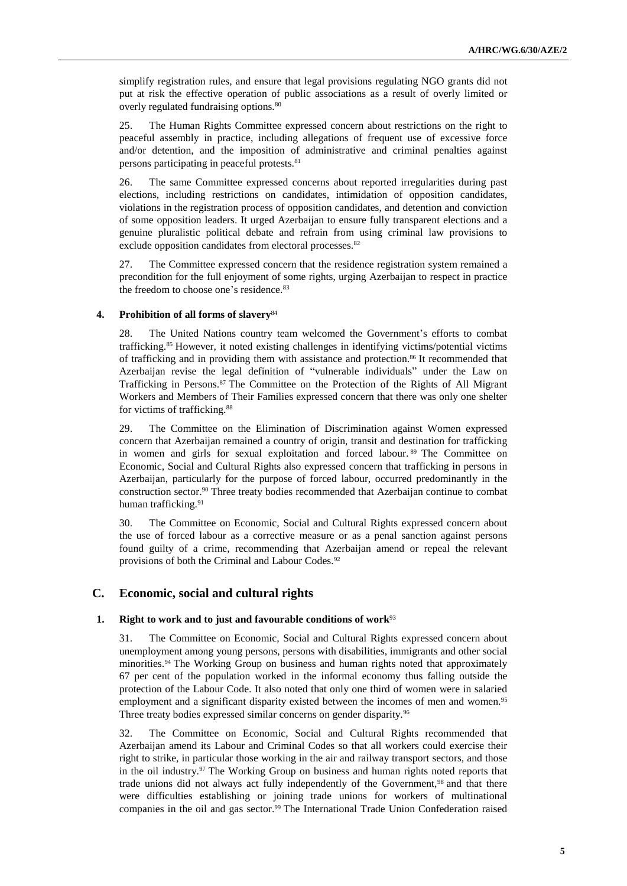simplify registration rules, and ensure that legal provisions regulating NGO grants did not put at risk the effective operation of public associations as a result of overly limited or overly regulated fundraising options.[80]

25. The Human Rights Committee expressed concern about restrictions on the right to peaceful assembly in practice, including allegations of frequent use of excessive force and/or detention, and the imposition of administrative and criminal penalties against persons participating in peaceful protests.[81]

26. The same Committee expressed concerns about reported irregularities during past elections, including restrictions on candidates, intimidation of opposition candidates, violations in the registration process of opposition candidates, and detention and conviction of some opposition leaders. It urged Azerbaijan to ensure fully transparent elections and a genuine pluralistic political debate and refrain from using criminal law provisions to exclude opposition candidates from electoral processes.[82]

27. The Committee expressed concern that the residence registration system remained a precondition for the full enjoyment of some rights, urging Azerbaijan to respect in practice the freedom to choose one's residence.[83]

### 4. Prohibition of all forms of slavery[84]

28. The United Nations country team welcomed the Government's efforts to combat trafficking.[85] However, it noted existing challenges in identifying victims/potential victims of trafficking and in providing them with assistance and protection.[86] It recommended that Azerbaijan revise the legal definition of "vulnerable individuals" under the Law on Trafficking in Persons.[87] The Committee on the Protection of the Rights of All Migrant Workers and Members of Their Families expressed concern that there was only one shelter for victims of trafficking.[88]

29. The Committee on the Elimination of Discrimination against Women expressed concern that Azerbaijan remained a country of origin, transit and destination for trafficking in women and girls for sexual exploitation and forced labour.[89] The Committee on Economic, Social and Cultural Rights also expressed concern that trafficking in persons in Azerbaijan, particularly for the purpose of forced labour, occurred predominantly in the construction sector.[90] Three treaty bodies recommended that Azerbaijan continue to combat human trafficking.[91]

30. The Committee on Economic, Social and Cultural Rights expressed concern about the use of forced labour as a corrective measure or as a penal sanction against persons found guilty of a crime, recommending that Azerbaijan amend or repeal the relevant provisions of both the Criminal and Labour Codes.[92]

## C. Economic, social and cultural rights

### 1. Right to work and to just and favourable conditions of work[93]

31. The Committee on Economic, Social and Cultural Rights expressed concern about unemployment among young persons, persons with disabilities, immigrants and other social minorities.[94] The Working Group on business and human rights noted that approximately 67 per cent of the population worked in the informal economy thus falling outside the protection of the Labour Code. It also noted that only one third of women were in salaried employment and a significant disparity existed between the incomes of men and women.[95] Three treaty bodies expressed similar concerns on gender disparity.[96]

32. The Committee on Economic, Social and Cultural Rights recommended that Azerbaijan amend its Labour and Criminal Codes so that all workers could exercise their right to strike, in particular those working in the air and railway transport sectors, and those in the oil industry.[97] The Working Group on business and human rights noted reports that trade unions did not always act fully independently of the Government,[98] and that there were difficulties establishing or joining trade unions for workers of multinational companies in the oil and gas sector.[99] The International Trade Union Confederation raised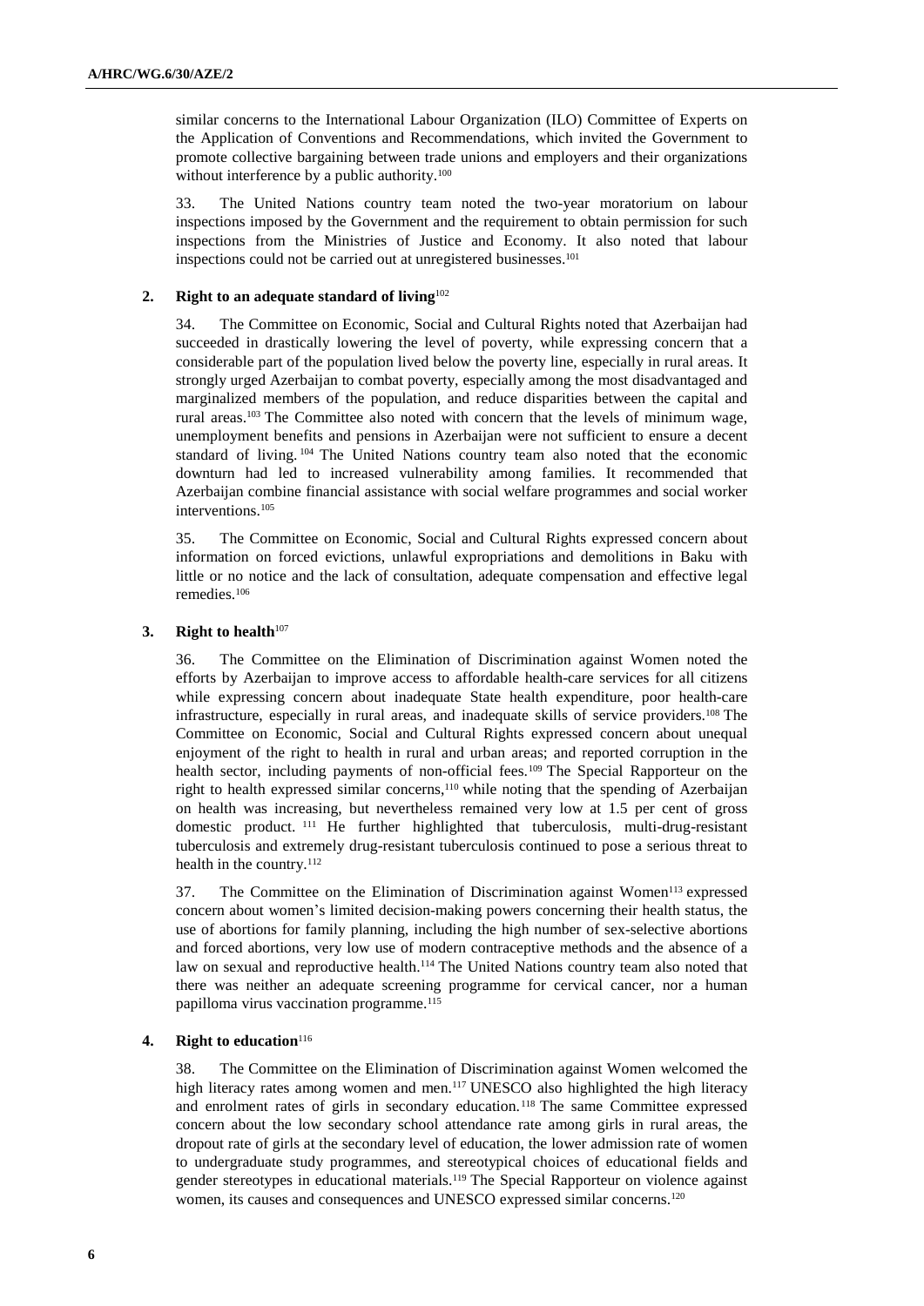similar concerns to the International Labour Organization (ILO) Committee of Experts on the Application of Conventions and Recommendations, which invited the Government to promote collective bargaining between trade unions and employers and their organizations without interference by a public authority.[100]

33. The United Nations country team noted the two-year moratorium on labour inspections imposed by the Government and the requirement to obtain permission for such inspections from the Ministries of Justice and Economy. It also noted that labour inspections could not be carried out at unregistered businesses.[101]

### 2. Right to an adequate standard of living[102]

34. The Committee on Economic, Social and Cultural Rights noted that Azerbaijan had succeeded in drastically lowering the level of poverty, while expressing concern that a considerable part of the population lived below the poverty line, especially in rural areas. It strongly urged Azerbaijan to combat poverty, especially among the most disadvantaged and marginalized members of the population, and reduce disparities between the capital and rural areas.[103] The Committee also noted with concern that the levels of minimum wage, unemployment benefits and pensions in Azerbaijan were not sufficient to ensure a decent standard of living.[104] The United Nations country team also noted that the economic downturn had led to increased vulnerability among families. It recommended that Azerbaijan combine financial assistance with social welfare programmes and social worker interventions.[105]

35. The Committee on Economic, Social and Cultural Rights expressed concern about information on forced evictions, unlawful expropriations and demolitions in Baku with little or no notice and the lack of consultation, adequate compensation and effective legal remedies.[106]

### 3. Right to health[107]

36. The Committee on the Elimination of Discrimination against Women noted the efforts by Azerbaijan to improve access to affordable health-care services for all citizens while expressing concern about inadequate State health expenditure, poor health-care infrastructure, especially in rural areas, and inadequate skills of service providers.[108] The Committee on Economic, Social and Cultural Rights expressed concern about unequal enjoyment of the right to health in rural and urban areas; and reported corruption in the health sector, including payments of non-official fees.[109] The Special Rapporteur on the right to health expressed similar concerns,[110] while noting that the spending of Azerbaijan on health was increasing, but nevertheless remained very low at 1.5 per cent of gross domestic product.[111] He further highlighted that tuberculosis, multi-drug-resistant tuberculosis and extremely drug-resistant tuberculosis continued to pose a serious threat to health in the country.[112]

37. The Committee on the Elimination of Discrimination against Women[113] expressed concern about women's limited decision-making powers concerning their health status, the use of abortions for family planning, including the high number of sex-selective abortions and forced abortions, very low use of modern contraceptive methods and the absence of a law on sexual and reproductive health.[114] The United Nations country team also noted that there was neither an adequate screening programme for cervical cancer, nor a human papilloma virus vaccination programme.[115]

### 4. Right to education[116]

38. The Committee on the Elimination of Discrimination against Women welcomed the high literacy rates among women and men.[117] UNESCO also highlighted the high literacy and enrolment rates of girls in secondary education.[118] The same Committee expressed concern about the low secondary school attendance rate among girls in rural areas, the dropout rate of girls at the secondary level of education, the lower admission rate of women to undergraduate study programmes, and stereotypical choices of educational fields and gender stereotypes in educational materials.[119] The Special Rapporteur on violence against women, its causes and consequences and UNESCO expressed similar concerns.[120]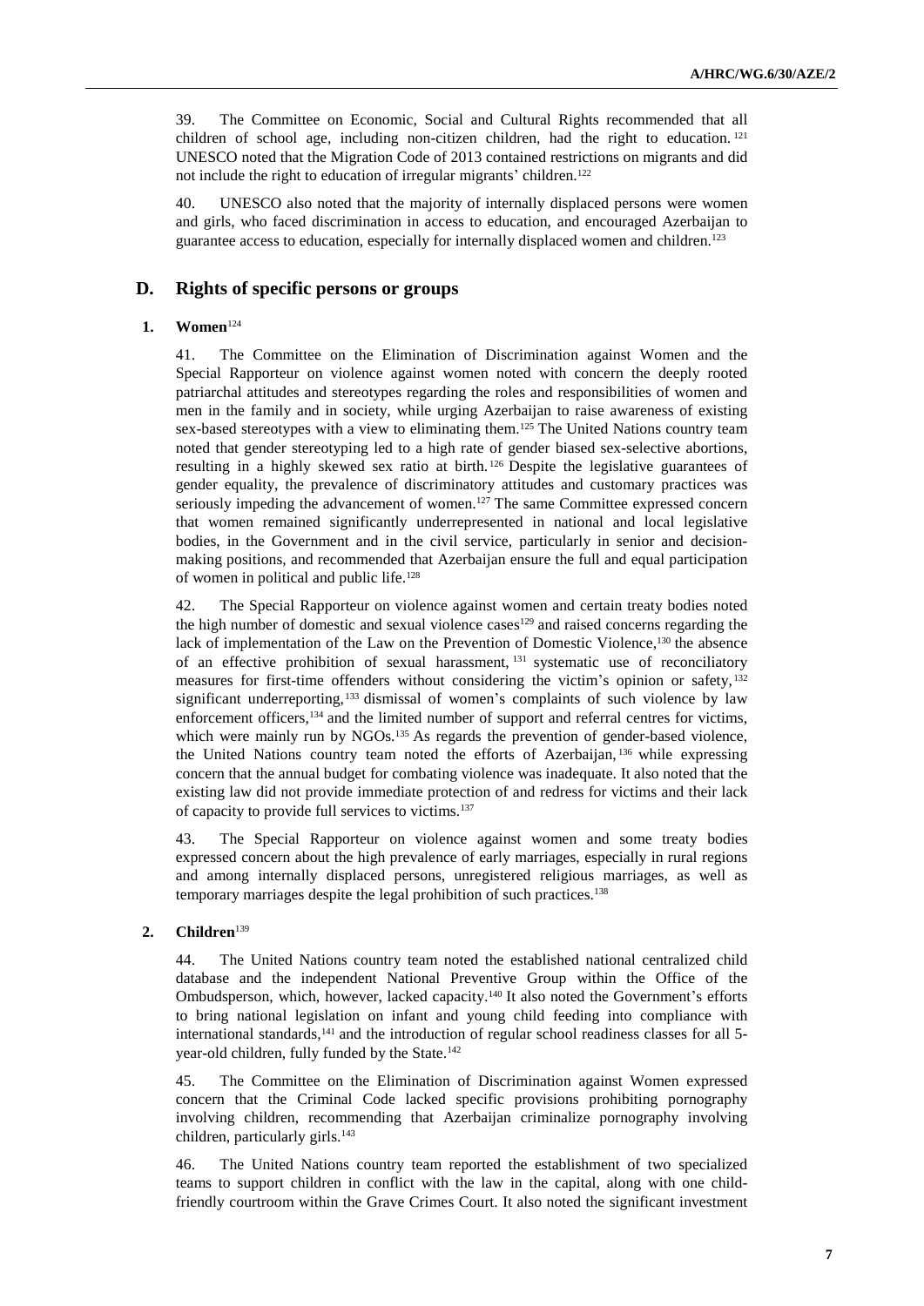39. The Committee on Economic, Social and Cultural Rights recommended that all children of school age, including non-citizen children, had the right to education.[121] UNESCO noted that the Migration Code of 2013 contained restrictions on migrants and did not include the right to education of irregular migrants' children.[122]

40. UNESCO also noted that the majority of internally displaced persons were women and girls, who faced discrimination in access to education, and encouraged Azerbaijan to guarantee access to education, especially for internally displaced women and children.[123]

## D. Rights of specific persons or groups

### 1. Women[124]

41. The Committee on the Elimination of Discrimination against Women and the Special Rapporteur on violence against women noted with concern the deeply rooted patriarchal attitudes and stereotypes regarding the roles and responsibilities of women and men in the family and in society, while urging Azerbaijan to raise awareness of existing sex-based stereotypes with a view to eliminating them.[125] The United Nations country team noted that gender stereotyping led to a high rate of gender biased sex-selective abortions, resulting in a highly skewed sex ratio at birth.[126] Despite the legislative guarantees of gender equality, the prevalence of discriminatory attitudes and customary practices was seriously impeding the advancement of women.[127] The same Committee expressed concern that women remained significantly underrepresented in national and local legislative bodies, in the Government and in the civil service, particularly in senior and decision-making positions, and recommended that Azerbaijan ensure the full and equal participation of women in political and public life.[128]

42. The Special Rapporteur on violence against women and certain treaty bodies noted the high number of domestic and sexual violence cases[129] and raised concerns regarding the lack of implementation of the Law on the Prevention of Domestic Violence,[130] the absence of an effective prohibition of sexual harassment,[131] systematic use of reconciliatory measures for first-time offenders without considering the victim's opinion or safety,[132] significant underreporting,[133] dismissal of women's complaints of such violence by law enforcement officers,[134] and the limited number of support and referral centres for victims, which were mainly run by NGOs.[135] As regards the prevention of gender-based violence, the United Nations country team noted the efforts of Azerbaijan,[136] while expressing concern that the annual budget for combating violence was inadequate. It also noted that the existing law did not provide immediate protection of and redress for victims and their lack of capacity to provide full services to victims.[137]

43. The Special Rapporteur on violence against women and some treaty bodies expressed concern about the high prevalence of early marriages, especially in rural regions and among internally displaced persons, unregistered religious marriages, as well as temporary marriages despite the legal prohibition of such practices.[138]

### 2. Children[139]

44. The United Nations country team noted the established national centralized child database and the independent National Preventive Group within the Office of the Ombudsperson, which, however, lacked capacity.[140] It also noted the Government's efforts to bring national legislation on infant and young child feeding into compliance with international standards,[141] and the introduction of regular school readiness classes for all 5-year-old children, fully funded by the State.[142]

45. The Committee on the Elimination of Discrimination against Women expressed concern that the Criminal Code lacked specific provisions prohibiting pornography involving children, recommending that Azerbaijan criminalize pornography involving children, particularly girls.[143]

46. The United Nations country team reported the establishment of two specialized teams to support children in conflict with the law in the capital, along with one child-friendly courtroom within the Grave Crimes Court. It also noted the significant investment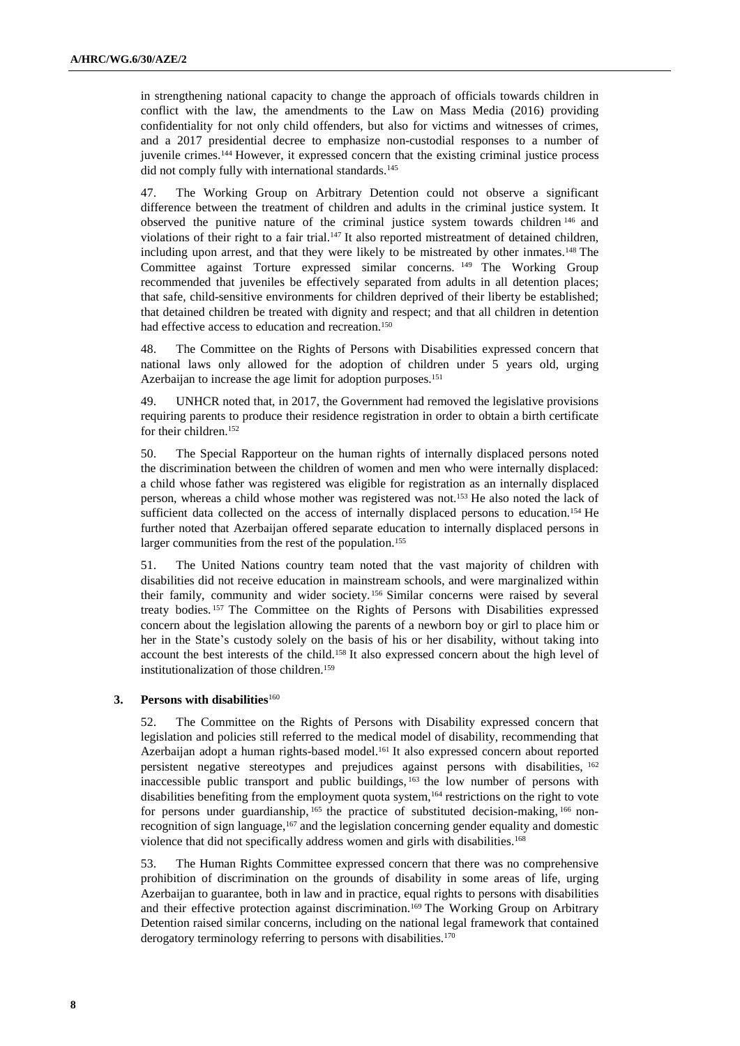in strengthening national capacity to change the approach of officials towards children in conflict with the law, the amendments to the Law on Mass Media (2016) providing confidentiality for not only child offenders, but also for victims and witnesses of crimes, and a 2017 presidential decree to emphasize non-custodial responses to a number of juvenile crimes.[144] However, it expressed concern that the existing criminal justice process did not comply fully with international standards.[145]

47. The Working Group on Arbitrary Detention could not observe a significant difference between the treatment of children and adults in the criminal justice system. It observed the punitive nature of the criminal justice system towards children[146] and violations of their right to a fair trial.[147] It also reported mistreatment of detained children, including upon arrest, and that they were likely to be mistreated by other inmates.[148] The Committee against Torture expressed similar concerns.[149] The Working Group recommended that juveniles be effectively separated from adults in all detention places; that safe, child-sensitive environments for children deprived of their liberty be established; that detained children be treated with dignity and respect; and that all children in detention had effective access to education and recreation.[150]

48. The Committee on the Rights of Persons with Disabilities expressed concern that national laws only allowed for the adoption of children under 5 years old, urging Azerbaijan to increase the age limit for adoption purposes.[151]

49. UNHCR noted that, in 2017, the Government had removed the legislative provisions requiring parents to produce their residence registration in order to obtain a birth certificate for their children.[152]

50. The Special Rapporteur on the human rights of internally displaced persons noted the discrimination between the children of women and men who were internally displaced: a child whose father was registered was eligible for registration as an internally displaced person, whereas a child whose mother was registered was not.[153] He also noted the lack of sufficient data collected on the access of internally displaced persons to education.[154] He further noted that Azerbaijan offered separate education to internally displaced persons in larger communities from the rest of the population.[155]

51. The United Nations country team noted that the vast majority of children with disabilities did not receive education in mainstream schools, and were marginalized within their family, community and wider society.[156] Similar concerns were raised by several treaty bodies.[157] The Committee on the Rights of Persons with Disabilities expressed concern about the legislation allowing the parents of a newborn boy or girl to place him or her in the State's custody solely on the basis of his or her disability, without taking into account the best interests of the child.[158] It also expressed concern about the high level of institutionalization of those children.[159]

### 3. Persons with disabilities[160]

52. The Committee on the Rights of Persons with Disability expressed concern that legislation and policies still referred to the medical model of disability, recommending that Azerbaijan adopt a human rights-based model.[161] It also expressed concern about reported persistent negative stereotypes and prejudices against persons with disabilities,[162] inaccessible public transport and public buildings,[163] the low number of persons with disabilities benefiting from the employment quota system,[164] restrictions on the right to vote for persons under guardianship,[165] the practice of substituted decision-making,[166] non-recognition of sign language,[167] and the legislation concerning gender equality and domestic violence that did not specifically address women and girls with disabilities.[168]

53. The Human Rights Committee expressed concern that there was no comprehensive prohibition of discrimination on the grounds of disability in some areas of life, urging Azerbaijan to guarantee, both in law and in practice, equal rights to persons with disabilities and their effective protection against discrimination.[169] The Working Group on Arbitrary Detention raised similar concerns, including on the national legal framework that contained derogatory terminology referring to persons with disabilities.[170]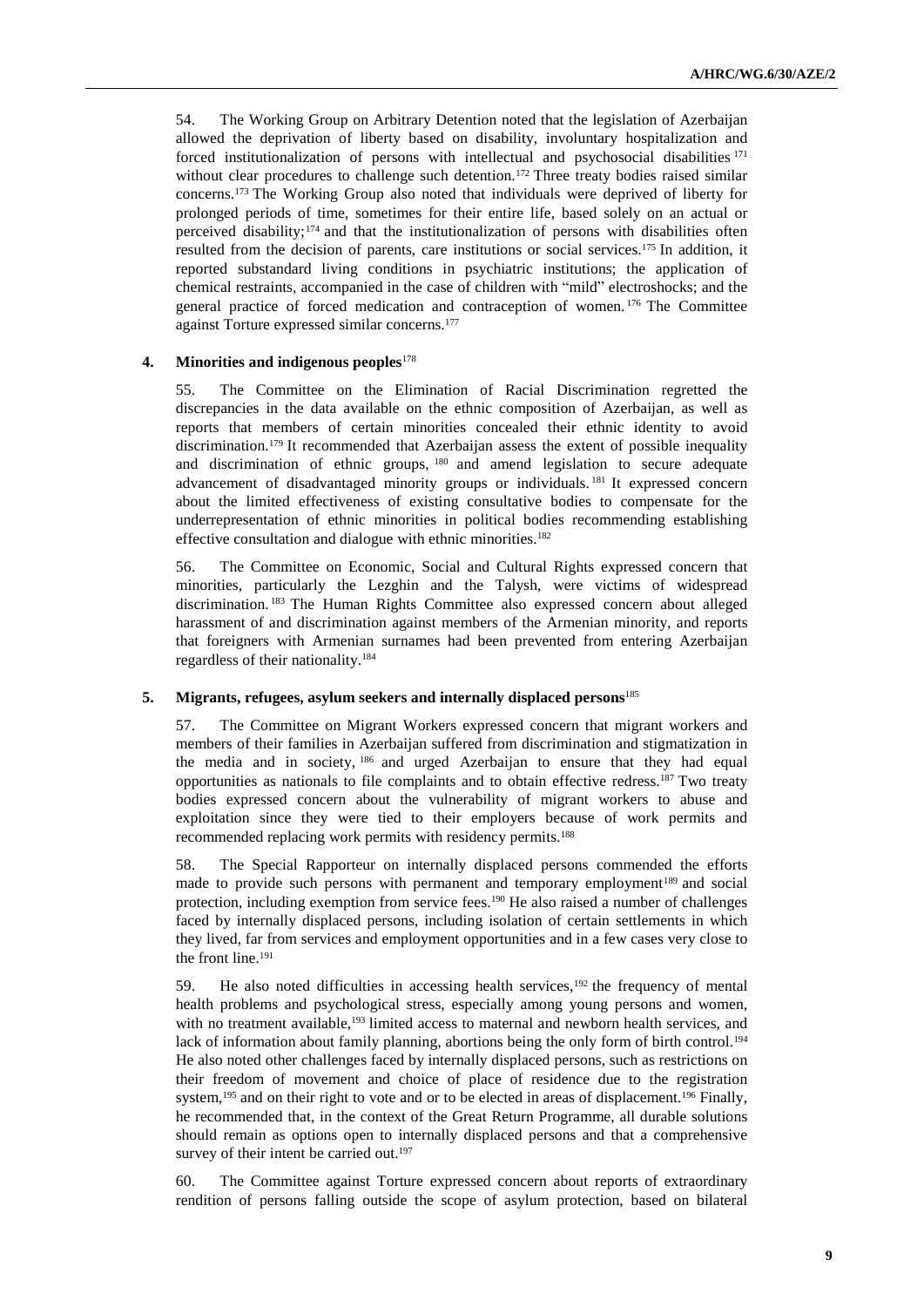54. The Working Group on Arbitrary Detention noted that the legislation of Azerbaijan allowed the deprivation of liberty based on disability, involuntary hospitalization and forced institutionalization of persons with intellectual and psychosocial disabilities [171] without clear procedures to challenge such detention.[172] Three treaty bodies raised similar concerns.[173] The Working Group also noted that individuals were deprived of liberty for prolonged periods of time, sometimes for their entire life, based solely on an actual or perceived disability;[174] and that the institutionalization of persons with disabilities often resulted from the decision of parents, care institutions or social services.[175] In addition, it reported substandard living conditions in psychiatric institutions; the application of chemical restraints, accompanied in the case of children with "mild" electroshocks; and the general practice of forced medication and contraception of women.[176] The Committee against Torture expressed similar concerns.[177]

### 4. Minorities and indigenous peoples[178]

55. The Committee on the Elimination of Racial Discrimination regretted the discrepancies in the data available on the ethnic composition of Azerbaijan, as well as reports that members of certain minorities concealed their ethnic identity to avoid discrimination.[179] It recommended that Azerbaijan assess the extent of possible inequality and discrimination of ethnic groups,[180] and amend legislation to secure adequate advancement of disadvantaged minority groups or individuals.[181] It expressed concern about the limited effectiveness of existing consultative bodies to compensate for the underrepresentation of ethnic minorities in political bodies recommending establishing effective consultation and dialogue with ethnic minorities.[182]

56. The Committee on Economic, Social and Cultural Rights expressed concern that minorities, particularly the Lezghin and the Talysh, were victims of widespread discrimination.[183] The Human Rights Committee also expressed concern about alleged harassment of and discrimination against members of the Armenian minority, and reports that foreigners with Armenian surnames had been prevented from entering Azerbaijan regardless of their nationality.[184]

### 5. Migrants, refugees, asylum seekers and internally displaced persons[185]

57. The Committee on Migrant Workers expressed concern that migrant workers and members of their families in Azerbaijan suffered from discrimination and stigmatization in the media and in society,[186] and urged Azerbaijan to ensure that they had equal opportunities as nationals to file complaints and to obtain effective redress.[187] Two treaty bodies expressed concern about the vulnerability of migrant workers to abuse and exploitation since they were tied to their employers because of work permits and recommended replacing work permits with residency permits.[188]

58. The Special Rapporteur on internally displaced persons commended the efforts made to provide such persons with permanent and temporary employment[189] and social protection, including exemption from service fees.[190] He also raised a number of challenges faced by internally displaced persons, including isolation of certain settlements in which they lived, far from services and employment opportunities and in a few cases very close to the front line.[191]

59. He also noted difficulties in accessing health services,[192] the frequency of mental health problems and psychological stress, especially among young persons and women, with no treatment available,[193] limited access to maternal and newborn health services, and lack of information about family planning, abortions being the only form of birth control.[194] He also noted other challenges faced by internally displaced persons, such as restrictions on their freedom of movement and choice of place of residence due to the registration system,[195] and on their right to vote and or to be elected in areas of displacement.[196] Finally, he recommended that, in the context of the Great Return Programme, all durable solutions should remain as options open to internally displaced persons and that a comprehensive survey of their intent be carried out.[197]

60. The Committee against Torture expressed concern about reports of extraordinary rendition of persons falling outside the scope of asylum protection, based on bilateral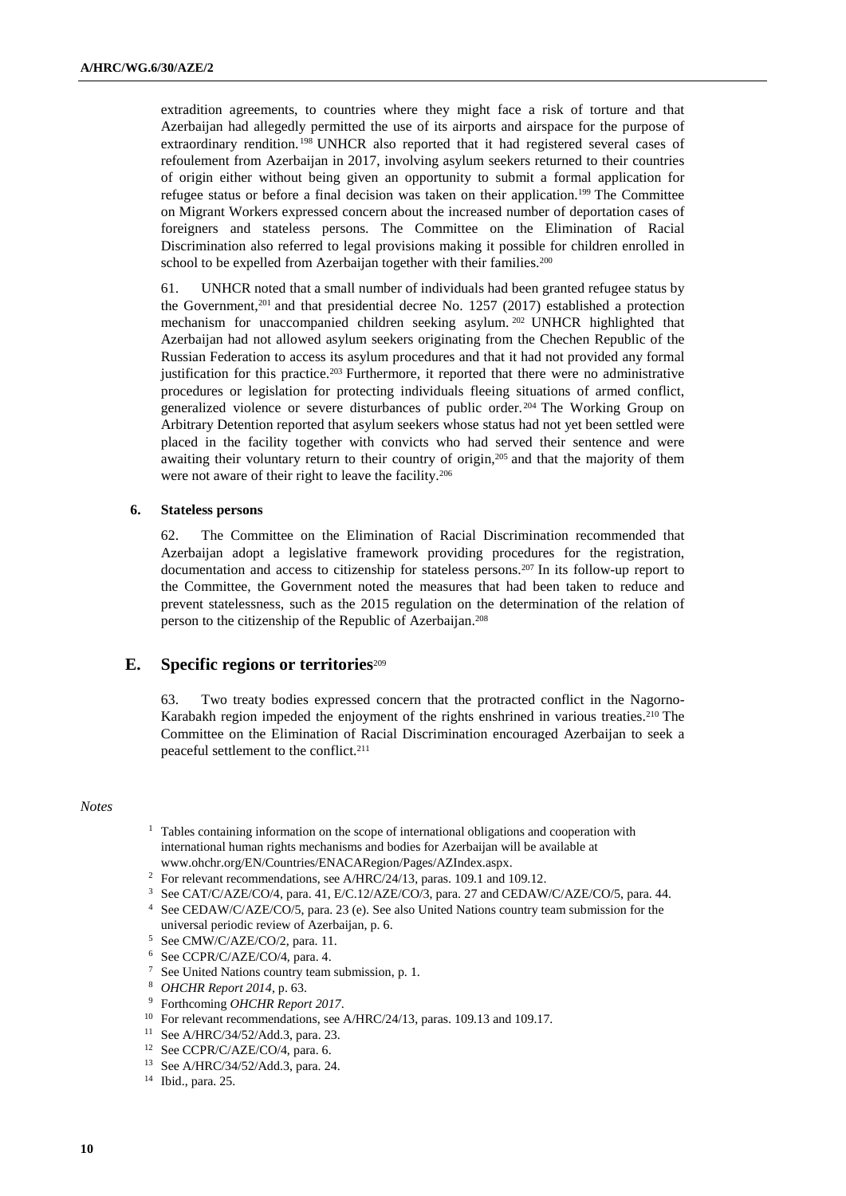extradition agreements, to countries where they might face a risk of torture and that Azerbaijan had allegedly permitted the use of its airports and airspace for the purpose of extraordinary rendition.[198] UNHCR also reported that it had registered several cases of refoulement from Azerbaijan in 2017, involving asylum seekers returned to their countries of origin either without being given an opportunity to submit a formal application for refugee status or before a final decision was taken on their application.[199] The Committee on Migrant Workers expressed concern about the increased number of deportation cases of foreigners and stateless persons. The Committee on the Elimination of Racial Discrimination also referred to legal provisions making it possible for children enrolled in school to be expelled from Azerbaijan together with their families.[200]

61. UNHCR noted that a small number of individuals had been granted refugee status by the Government,[201] and that presidential decree No. 1257 (2017) established a protection mechanism for unaccompanied children seeking asylum.[202] UNHCR highlighted that Azerbaijan had not allowed asylum seekers originating from the Chechen Republic of the Russian Federation to access its asylum procedures and that it had not provided any formal justification for this practice.[203] Furthermore, it reported that there were no administrative procedures or legislation for protecting individuals fleeing situations of armed conflict, generalized violence or severe disturbances of public order.[204] The Working Group on Arbitrary Detention reported that asylum seekers whose status had not yet been settled were placed in the facility together with convicts who had served their sentence and were awaiting their voluntary return to their country of origin,[205] and that the majority of them were not aware of their right to leave the facility.[206]

### 6. Stateless persons

62. The Committee on the Elimination of Racial Discrimination recommended that Azerbaijan adopt a legislative framework providing procedures for the registration, documentation and access to citizenship for stateless persons.[207] In its follow-up report to the Committee, the Government noted the measures that had been taken to reduce and prevent statelessness, such as the 2015 regulation on the determination of the relation of person to the citizenship of the Republic of Azerbaijan.[208]

## E. Specific regions or territories[209]

63. Two treaty bodies expressed concern that the protracted conflict in the Nagorno-Karabakh region impeded the enjoyment of the rights enshrined in various treaties.[210] The Committee on the Elimination of Racial Discrimination encouraged Azerbaijan to seek a peaceful settlement to the conflict.[211]

*Notes*

1 Tables containing information on the scope of international obligations and cooperation with international human rights mechanisms and bodies for Azerbaijan will be available at www.ohchr.org/EN/Countries/ENACARegion/Pages/AZIndex.aspx.
2 For relevant recommendations, see A/HRC/24/13, paras. 109.1 and 109.12.
3 See CAT/C/AZE/CO/4, para. 41, E/C.12/AZE/CO/3, para. 27 and CEDAW/C/AZE/CO/5, para. 44.
4 See CEDAW/C/AZE/CO/5, para. 23 (e). See also United Nations country team submission for the universal periodic review of Azerbaijan, p. 6.
5 See CMW/C/AZE/CO/2, para. 11.
6 See CCPR/C/AZE/CO/4, para. 4.
7 See United Nations country team submission, p. 1.
8 *OHCHR Report 2014*, p. 63.
9 Forthcoming *OHCHR Report 2017*.
10 For relevant recommendations, see A/HRC/24/13, paras. 109.13 and 109.17.
11 See A/HRC/34/52/Add.3, para. 23.
12 See CCPR/C/AZE/CO/4, para. 6.
13 See A/HRC/34/52/Add.3, para. 24.
14 Ibid., para. 25.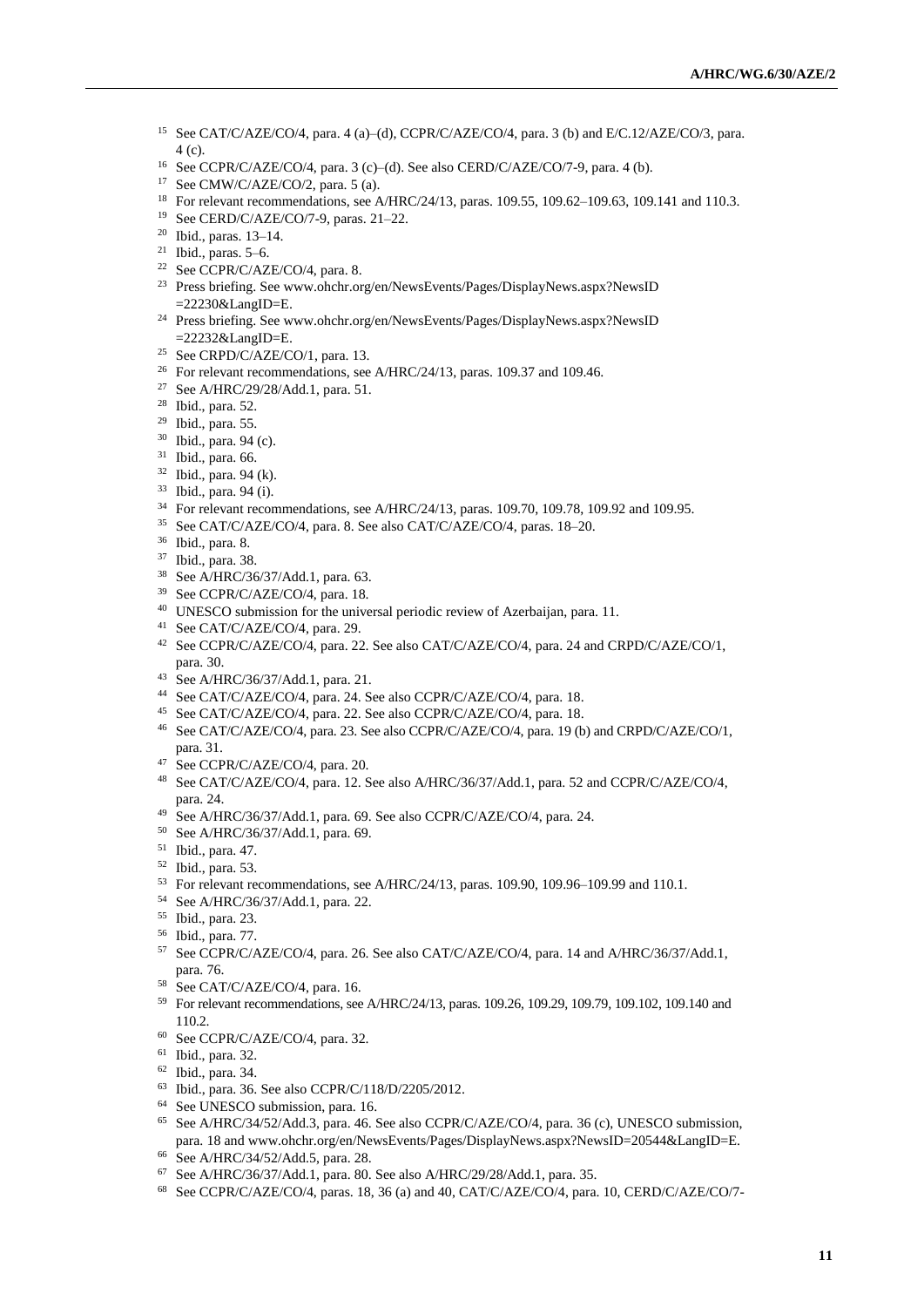[15] See CAT/C/AZE/CO/4, para. 4 (a)–(d), CCPR/C/AZE/CO/4, para. 3 (b) and E/C.12/AZE/CO/3, para. 4 (c).

[16] See CCPR/C/AZE/CO/4, para. 3 (c)–(d). See also CERD/C/AZE/CO/7-9, para. 4 (b).

[17] See CMW/C/AZE/CO/2, para. 5 (a).

[18] For relevant recommendations, see A/HRC/24/13, paras. 109.55, 109.62–109.63, 109.141 and 110.3.

[19] See CERD/C/AZE/CO/7-9, paras. 21–22.

[20] Ibid., paras. 13–14.

[21] Ibid., paras. 5–6.

[22] See CCPR/C/AZE/CO/4, para. 8.

[23] Press briefing. See www.ohchr.org/en/NewsEvents/Pages/DisplayNews.aspx?NewsID=22230&LangID=E.

[24] Press briefing. See www.ohchr.org/en/NewsEvents/Pages/DisplayNews.aspx?NewsID=22232&LangID=E.

[25] See CRPD/C/AZE/CO/1, para. 13.

[26] For relevant recommendations, see A/HRC/24/13, paras. 109.37 and 109.46.

[27] See A/HRC/29/28/Add.1, para. 51.

[28] Ibid., para. 52.

[29] Ibid., para. 55.

[30] Ibid., para. 94 (c).

[31] Ibid., para. 66.

[32] Ibid., para. 94 (k).

[33] Ibid., para. 94 (i).

[34] For relevant recommendations, see A/HRC/24/13, paras. 109.70, 109.78, 109.92 and 109.95.

[35] See CAT/C/AZE/CO/4, para. 8. See also CAT/C/AZE/CO/4, paras. 18–20.

[36] Ibid., para. 8.

[37] Ibid., para. 38.

[38] See A/HRC/36/37/Add.1, para. 63.

[39] See CCPR/C/AZE/CO/4, para. 18.

[40] UNESCO submission for the universal periodic review of Azerbaijan, para. 11.

[41] See CAT/C/AZE/CO/4, para. 29.

[42] See CCPR/C/AZE/CO/4, para. 22. See also CAT/C/AZE/CO/4, para. 24 and CRPD/C/AZE/CO/1, para. 30.

[43] See A/HRC/36/37/Add.1, para. 21.

[44] See CAT/C/AZE/CO/4, para. 24. See also CCPR/C/AZE/CO/4, para. 18.

[45] See CAT/C/AZE/CO/4, para. 22. See also CCPR/C/AZE/CO/4, para. 18.

[46] See CAT/C/AZE/CO/4, para. 23. See also CCPR/C/AZE/CO/4, para. 19 (b) and CRPD/C/AZE/CO/1, para. 31.

[47] See CCPR/C/AZE/CO/4, para. 20.

[48] See CAT/C/AZE/CO/4, para. 12. See also A/HRC/36/37/Add.1, para. 52 and CCPR/C/AZE/CO/4, para. 24.

[49] See A/HRC/36/37/Add.1, para. 69. See also CCPR/C/AZE/CO/4, para. 24.

[50] See A/HRC/36/37/Add.1, para. 69.

[51] Ibid., para. 47.

[52] Ibid., para. 53.

[53] For relevant recommendations, see A/HRC/24/13, paras. 109.90, 109.96–109.99 and 110.1.

[54] See A/HRC/36/37/Add.1, para. 22.

[55] Ibid., para. 23.

[56] Ibid., para. 77.

[57] See CCPR/C/AZE/CO/4, para. 26. See also CAT/C/AZE/CO/4, para. 14 and A/HRC/36/37/Add.1, para. 76.

[58] See CAT/C/AZE/CO/4, para. 16.

[59] For relevant recommendations, see A/HRC/24/13, paras. 109.26, 109.29, 109.79, 109.102, 109.140 and 110.2.

[60] See CCPR/C/AZE/CO/4, para. 32.

[61] Ibid., para. 32.

[62] Ibid., para. 34.

[63] Ibid., para. 36. See also CCPR/C/118/D/2205/2012.

[64] See UNESCO submission, para. 16.

[65] See A/HRC/34/52/Add.3, para. 46. See also CCPR/C/AZE/CO/4, para. 36 (c), UNESCO submission, para. 18 and www.ohchr.org/en/NewsEvents/Pages/DisplayNews.aspx?NewsID=20544&LangID=E.

[66] See A/HRC/34/52/Add.5, para. 28.

[67] See A/HRC/36/37/Add.1, para. 80. See also A/HRC/29/28/Add.1, para. 35.

[68] See CCPR/C/AZE/CO/4, paras. 18, 36 (a) and 40, CAT/C/AZE/CO/4, para. 10, CERD/C/AZE/CO/7-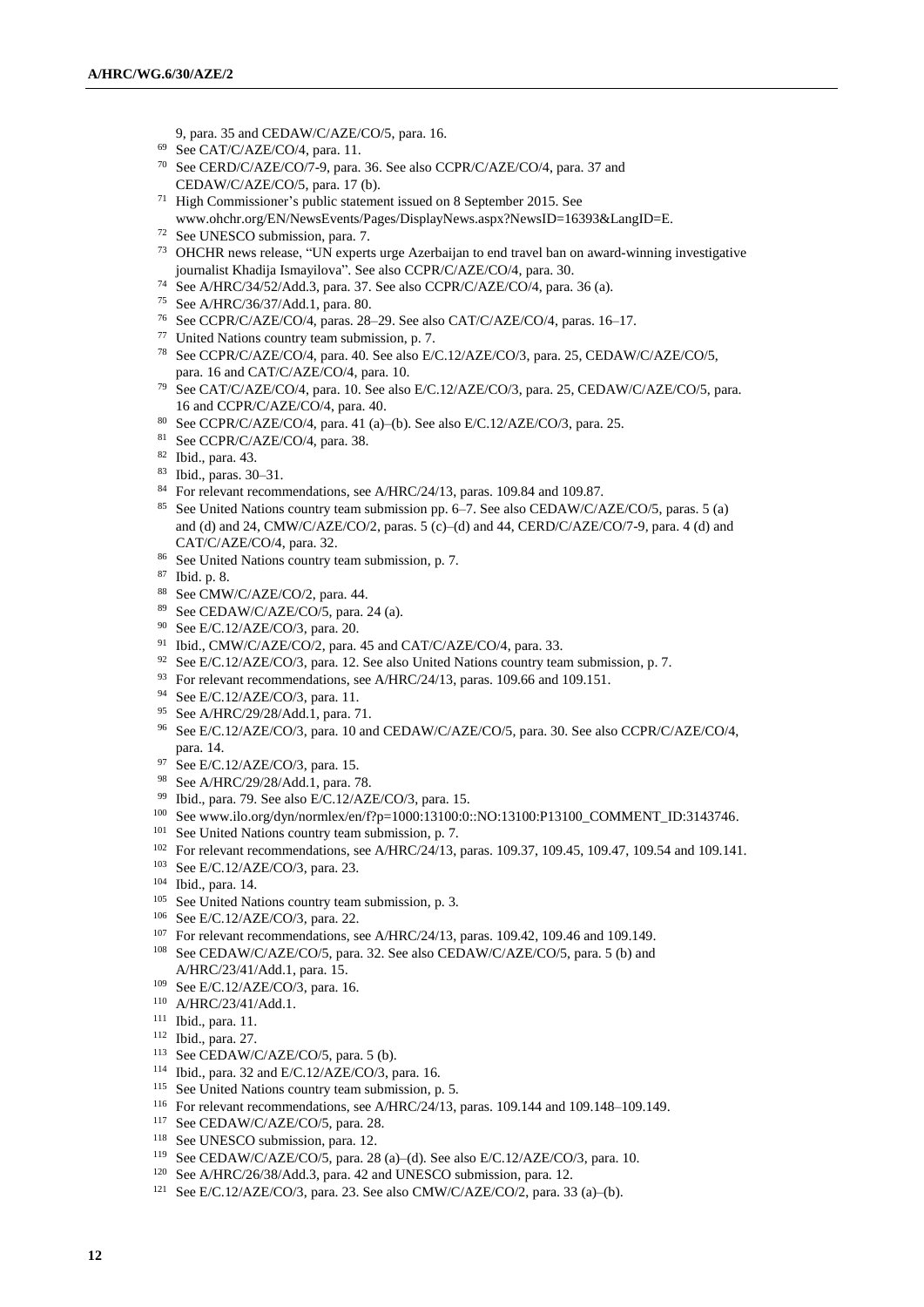9, para. 35 and CEDAW/C/AZE/CO/5, para. 16.

[69] See CAT/C/AZE/CO/4, para. 11.

[70] See CERD/C/AZE/CO/7-9, para. 36. See also CCPR/C/AZE/CO/4, para. 37 and CEDAW/C/AZE/CO/5, para. 17 (b).

[71] High Commissioner's public statement issued on 8 September 2015. See www.ohchr.org/EN/NewsEvents/Pages/DisplayNews.aspx?NewsID=16393&LangID=E.

[72] See UNESCO submission, para. 7.

[73] OHCHR news release, "UN experts urge Azerbaijan to end travel ban on award-winning investigative journalist Khadija Ismayilova". See also CCPR/C/AZE/CO/4, para. 30.

[74] See A/HRC/34/52/Add.3, para. 37. See also CCPR/C/AZE/CO/4, para. 36 (a).

[75] See A/HRC/36/37/Add.1, para. 80.

[76] See CCPR/C/AZE/CO/4, paras. 28–29. See also CAT/C/AZE/CO/4, paras. 16–17.

[77] United Nations country team submission, p. 7.

[78] See CCPR/C/AZE/CO/4, para. 40. See also E/C.12/AZE/CO/3, para. 25, CEDAW/C/AZE/CO/5, para. 16 and CAT/C/AZE/CO/4, para. 10.

[79] See CAT/C/AZE/CO/4, para. 10. See also E/C.12/AZE/CO/3, para. 25, CEDAW/C/AZE/CO/5, para. 16 and CCPR/C/AZE/CO/4, para. 40.

[80] See CCPR/C/AZE/CO/4, para. 41 (a)–(b). See also E/C.12/AZE/CO/3, para. 25.

[81] See CCPR/C/AZE/CO/4, para. 38.

[82] Ibid., para. 43.

[83] Ibid., paras. 30–31.

[84] For relevant recommendations, see A/HRC/24/13, paras. 109.84 and 109.87.

[85] See United Nations country team submission pp. 6–7. See also CEDAW/C/AZE/CO/5, paras. 5 (a) and (d) and 24, CMW/C/AZE/CO/2, paras. 5 (c)–(d) and 44, CERD/C/AZE/CO/7-9, para. 4 (d) and CAT/C/AZE/CO/4, para. 32.

[86] See United Nations country team submission, p. 7.

[87] Ibid. p. 8.

[88] See CMW/C/AZE/CO/2, para. 44.

[89] See CEDAW/C/AZE/CO/5, para. 24 (a).

[90] See E/C.12/AZE/CO/3, para. 20.

[91] Ibid., CMW/C/AZE/CO/2, para. 45 and CAT/C/AZE/CO/4, para. 33.

[92] See E/C.12/AZE/CO/3, para. 12. See also United Nations country team submission, p. 7.

[93] For relevant recommendations, see A/HRC/24/13, paras. 109.66 and 109.151.

[94] See E/C.12/AZE/CO/3, para. 11.

[95] See A/HRC/29/28/Add.1, para. 71.

[96] See E/C.12/AZE/CO/3, para. 10 and CEDAW/C/AZE/CO/5, para. 30. See also CCPR/C/AZE/CO/4, para. 14.

[97] See E/C.12/AZE/CO/3, para. 15.

[98] See A/HRC/29/28/Add.1, para. 78.

[99] Ibid., para. 79. See also E/C.12/AZE/CO/3, para. 15.

[100] See www.ilo.org/dyn/normlex/en/f?p=1000:13100:0::NO:13100:P13100_COMMENT_ID:3143746.

[101] See United Nations country team submission, p. 7.

[102] For relevant recommendations, see A/HRC/24/13, paras. 109.37, 109.45, 109.47, 109.54 and 109.141.

[103] See E/C.12/AZE/CO/3, para. 23.

[104] Ibid., para. 14.

[105] See United Nations country team submission, p. 3.

[106] See E/C.12/AZE/CO/3, para. 22.

[107] For relevant recommendations, see A/HRC/24/13, paras. 109.42, 109.46 and 109.149.

[108] See CEDAW/C/AZE/CO/5, para. 32. See also CEDAW/C/AZE/CO/5, para. 5 (b) and A/HRC/23/41/Add.1, para. 15.

[109] See E/C.12/AZE/CO/3, para. 16.

[110] A/HRC/23/41/Add.1.

[111] Ibid., para. 11.

[112] Ibid., para. 27.

[113] See CEDAW/C/AZE/CO/5, para. 5 (b).

[114] Ibid., para. 32 and E/C.12/AZE/CO/3, para. 16.

[115] See United Nations country team submission, p. 5.

[116] For relevant recommendations, see A/HRC/24/13, paras. 109.144 and 109.148–109.149.

[117] See CEDAW/C/AZE/CO/5, para. 28.

[118] See UNESCO submission, para. 12.

[119] See CEDAW/C/AZE/CO/5, para. 28 (a)–(d). See also E/C.12/AZE/CO/3, para. 10.

[120] See A/HRC/26/38/Add.3, para. 42 and UNESCO submission, para. 12.

[121] See E/C.12/AZE/CO/3, para. 23. See also CMW/C/AZE/CO/2, para. 33 (a)–(b).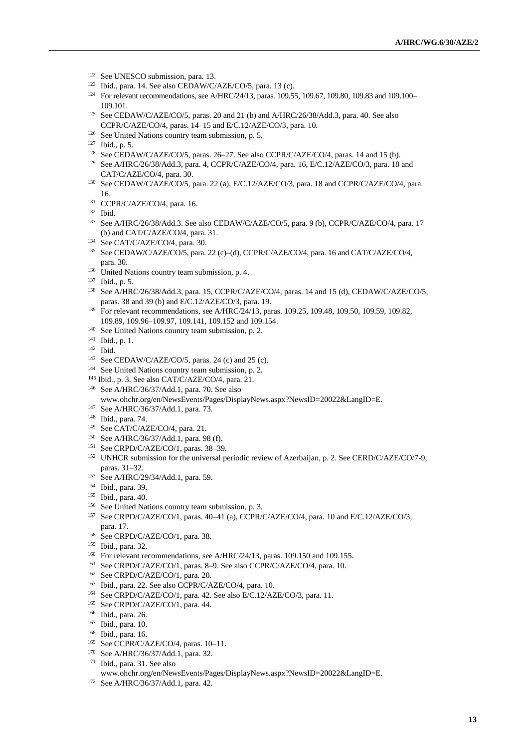[122] See UNESCO submission, para. 13.

[123] Ibid., para. 14. See also CEDAW/C/AZE/CO/5, para. 13 (c).

[124] For relevant recommendations, see A/HRC/24/13, paras. 109.55, 109.67, 109.80, 109.83 and 109.100–109.101.

[125] See CEDAW/C/AZE/CO/5, paras. 20 and 21 (b) and A/HRC/26/38/Add.3, para. 40. See also CCPR/C/AZE/CO/4, paras. 14–15 and E/C.12/AZE/CO/3, para. 10.

[126] See United Nations country team submission, p. 5.

[127] Ibid., p. 5.

[128] See CEDAW/C/AZE/CO/5, paras. 26–27. See also CCPR/C/AZE/CO/4, paras. 14 and 15 (b).

[129] See A/HRC/26/38/Add.3, para. 4, CCPR/C/AZE/CO/4, para. 16, E/C.12/AZE/CO/3, para. 18 and CAT/C/AZE/CO/4, para. 30.

[130] See CEDAW/C/AZE/CO/5, para. 22 (a), E/C.12/AZE/CO/3, para. 18 and CCPR/C/AZE/CO/4, para. 16.

[131] CCPR/C/AZE/CO/4, para. 16.

[132] Ibid.

[133] See A/HRC/26/38/Add.3. See also CEDAW/C/AZE/CO/5, para. 9 (b), CCPR/C/AZE/CO/4, para. 17 (b) and CAT/C/AZE/CO/4, para. 31.

[134] See CAT/C/AZE/CO/4, para. 30.

[135] See CEDAW/C/AZE/CO/5, para. 22 (c)–(d), CCPR/C/AZE/CO/4, para. 16 and CAT/C/AZE/CO/4, para. 30.

[136] United Nations country team submission, p. 4.

[137] Ibid., p. 5.

[138] See A/HRC/26/38/Add.3, para. 15, CCPR/C/AZE/CO/4, paras. 14 and 15 (d), CEDAW/C/AZE/CO/5, paras. 38 and 39 (b) and E/C.12/AZE/CO/3, para. 19.

[139] For relevant recommendations, see A/HRC/24/13, paras. 109.25, 109.48, 109.50, 109.59, 109.82, 109.89, 109.96–109.97, 109.141, 109.152 and 109.154.

[140] See United Nations country team submission, p. 2.

[141] Ibid., p. 1.

[142] Ibid.

[143] See CEDAW/C/AZE/CO/5, paras. 24 (c) and 25 (c).

[144] See United Nations country team submission, p. 2.

[145] Ibid., p. 3. See also CAT/C/AZE/CO/4, para. 21.

[146] See A/HRC/36/37/Add.1, para. 70. See also www.ohchr.org/en/NewsEvents/Pages/DisplayNews.aspx?NewsID=20022&LangID=E.

[147] See A/HRC/36/37/Add.1, para. 73.

[148] Ibid., para. 74.

[149] See CAT/C/AZE/CO/4, para. 21.

[150] See A/HRC/36/37/Add.1, para. 98 (f).

[151] See CRPD/C/AZE/CO/1, paras. 38–39.

[152] UNHCR submission for the universal periodic review of Azerbaijan, p. 2. See CERD/C/AZE/CO/7-9, paras. 31–32.

[153] See A/HRC/29/34/Add.1, para. 59.

[154] Ibid., para. 39.

[155] Ibid., para. 40.

[156] See United Nations country team submission, p. 3.

[157] See CRPD/C/AZE/CO/1, paras. 40–41 (a), CCPR/C/AZE/CO/4, para. 10 and E/C.12/AZE/CO/3, para. 17.

[158] See CRPD/C/AZE/CO/1, para. 38.

[159] Ibid., para. 32.

[160] For relevant recommendations, see A/HRC/24/13, paras. 109.150 and 109.155.

[161] See CRPD/C/AZE/CO/1, paras. 8–9. See also CCPR/C/AZE/CO/4, para. 10.

[162] See CRPD/C/AZE/CO/1, para. 20.

[163] Ibid., para. 22. See also CCPR/C/AZE/CO/4, para. 10.

[164] See CRPD/C/AZE/CO/1, para. 42. See also E/C.12/AZE/CO/3, para. 11.

[165] See CRPD/C/AZE/CO/1, para. 44.

[166] Ibid., para. 26.

[167] Ibid., para. 10.

[168] Ibid., para. 16.

[169] See CCPR/C/AZE/CO/4, paras. 10–11.

[170] See A/HRC/36/37/Add.1, para. 32.

[171] Ibid., para. 31. See also www.ohchr.org/en/NewsEvents/Pages/DisplayNews.aspx?NewsID=20022&LangID=E.

[172] See A/HRC/36/37/Add.1, para. 42.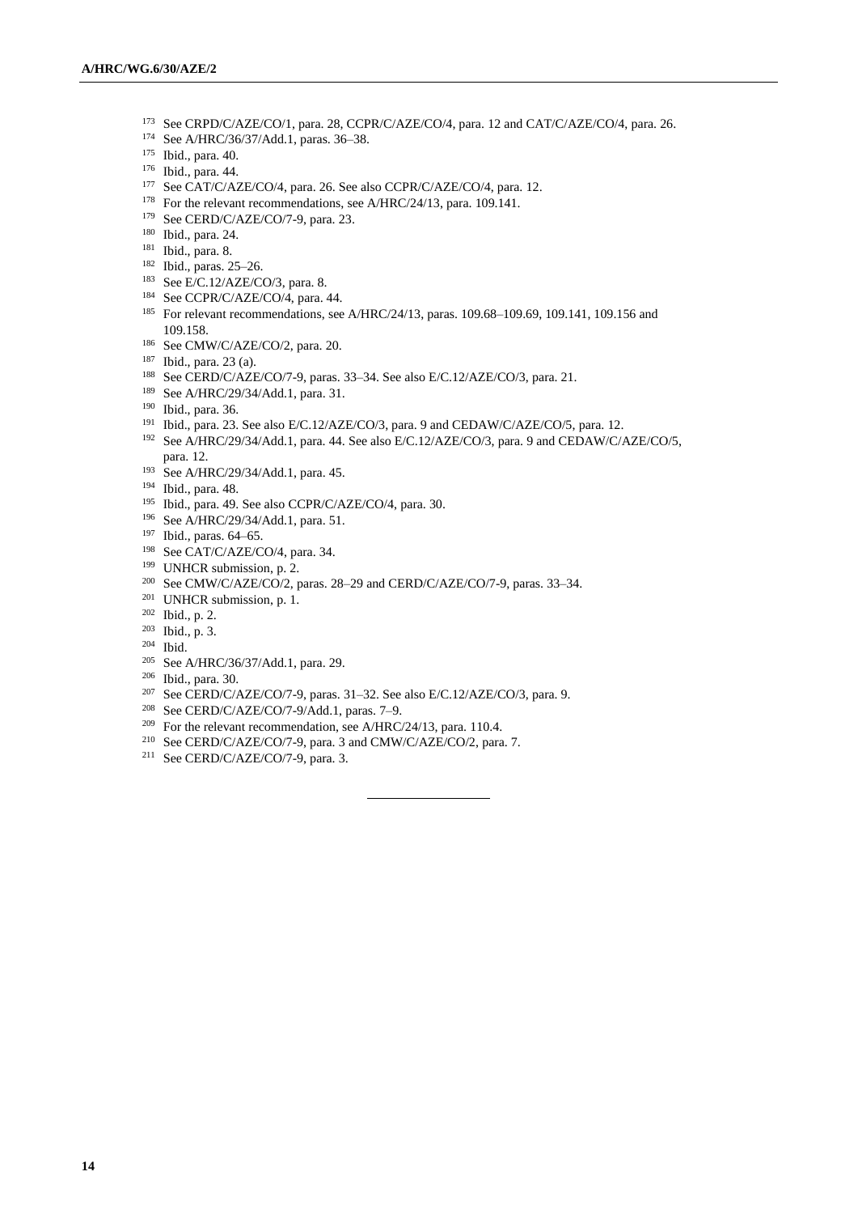[173] See CRPD/C/AZE/CO/1, para. 28, CCPR/C/AZE/CO/4, para. 12 and CAT/C/AZE/CO/4, para. 26.

[174] See A/HRC/36/37/Add.1, paras. 36–38.

[175] Ibid., para. 40.

[176] Ibid., para. 44.

[177] See CAT/C/AZE/CO/4, para. 26. See also CCPR/C/AZE/CO/4, para. 12.

[178] For the relevant recommendations, see A/HRC/24/13, para. 109.141.

[179] See CERD/C/AZE/CO/7-9, para. 23.

[180] Ibid., para. 24.

[181] Ibid., para. 8.

[182] Ibid., paras. 25–26.

[183] See E/C.12/AZE/CO/3, para. 8.

[184] See CCPR/C/AZE/CO/4, para. 44.

[185] For relevant recommendations, see A/HRC/24/13, paras. 109.68–109.69, 109.141, 109.156 and 109.158.

[186] See CMW/C/AZE/CO/2, para. 20.

[187] Ibid., para. 23 (a).

[188] See CERD/C/AZE/CO/7-9, paras. 33–34. See also E/C.12/AZE/CO/3, para. 21.

[189] See A/HRC/29/34/Add.1, para. 31.

[190] Ibid., para. 36.

[191] Ibid., para. 23. See also E/C.12/AZE/CO/3, para. 9 and CEDAW/C/AZE/CO/5, para. 12.

[192] See A/HRC/29/34/Add.1, para. 44. See also E/C.12/AZE/CO/3, para. 9 and CEDAW/C/AZE/CO/5, para. 12.

[193] See A/HRC/29/34/Add.1, para. 45.

[194] Ibid., para. 48.

[195] Ibid., para. 49. See also CCPR/C/AZE/CO/4, para. 30.

[196] See A/HRC/29/34/Add.1, para. 51.

[197] Ibid., paras. 64–65.

[198] See CAT/C/AZE/CO/4, para. 34.

[199] UNHCR submission, p. 2.

[200] See CMW/C/AZE/CO/2, paras. 28–29 and CERD/C/AZE/CO/7-9, paras. 33–34.

[201] UNHCR submission, p. 1.

[202] Ibid., p. 2.

[203] Ibid., p. 3.

[204] Ibid.

[205] See A/HRC/36/37/Add.1, para. 29.

[206] Ibid., para. 30.

[207] See CERD/C/AZE/CO/7-9, paras. 31–32. See also E/C.12/AZE/CO/3, para. 9.

[208] See CERD/C/AZE/CO/7-9/Add.1, paras. 7–9.

[209] For the relevant recommendation, see A/HRC/24/13, para. 110.4.

[210] See CERD/C/AZE/CO/7-9, para. 3 and CMW/C/AZE/CO/2, para. 7.

[211] See CERD/C/AZE/CO/7-9, para. 3.